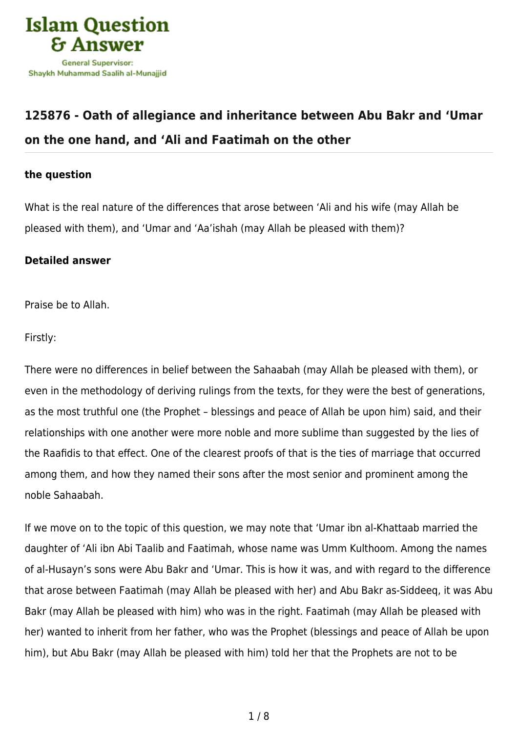## 125876 - Oath of allegiance and inheritance between Abu Bakr and 'Umar on the one hand, and 'Ali and Faatimah on the other

**the question**

What is the real nature of the differences that arose between 'Ali and his wife (may Allah be pleased with them), and 'Umar and 'Aa'ishah (may Allah be pleased with them)?

**Detailed answer**

Praise be to Allah.

Firstly:

There were no differences in belief between the Sahaabah (may Allah be pleased with them), or even in the methodology of deriving rulings from the texts, for they were the best of generations, as the most truthful one (the Prophet – blessings and peace of Allah be upon him) said, and their relationships with one another were more noble and more sublime than suggested by the lies of the Raafidis to that effect. One of the clearest proofs of that is the ties of marriage that occurred among them, and how they named their sons after the most senior and prominent among the noble Sahaabah.

If we move on to the topic of this question, we may note that 'Umar ibn al-Khattaab married the daughter of 'Ali ibn Abi Taalib and Faatimah, whose name was Umm Kulthoom. Among the names of al-Husayn's sons were Abu Bakr and 'Umar. This is how it was, and with regard to the difference that arose between Faatimah (may Allah be pleased with her) and Abu Bakr as-Siddeeq, it was Abu Bakr (may Allah be pleased with him) who was in the right. Faatimah (may Allah be pleased with her) wanted to inherit from her father, who was the Prophet (blessings and peace of Allah be upon him), but Abu Bakr (may Allah be pleased with him) told her that the Prophets are not to be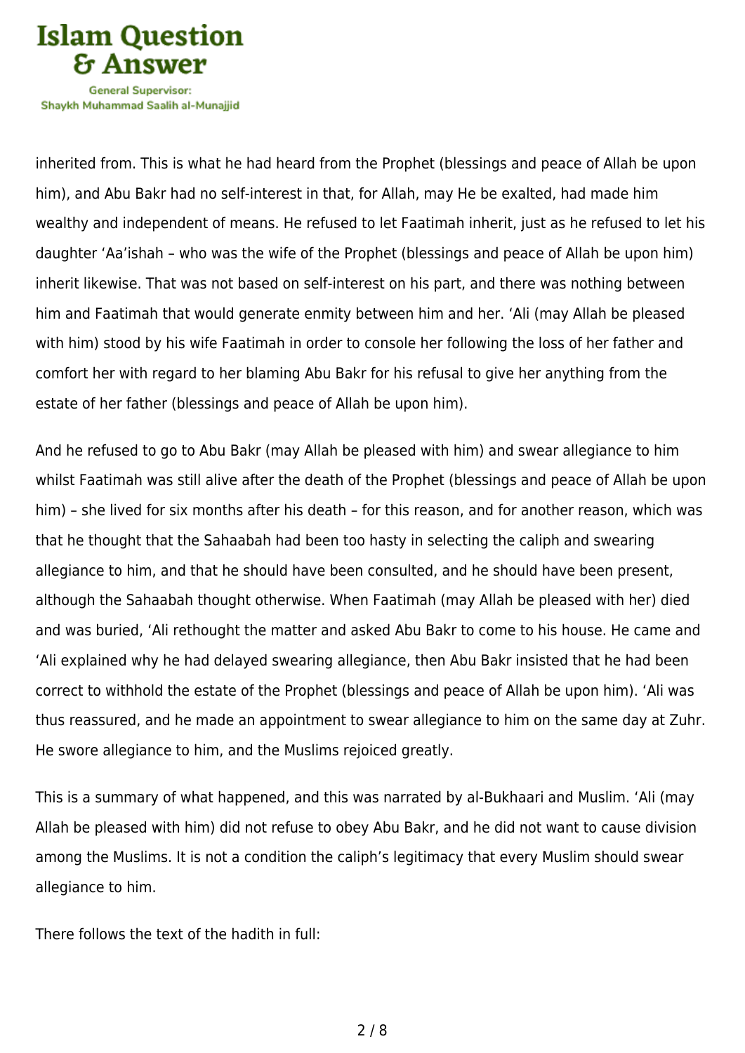inherited from. This is what he had heard from the Prophet (blessings and peace of Allah be upon him), and Abu Bakr had no self-interest in that, for Allah, may He be exalted, had made him wealthy and independent of means. He refused to let Faatimah inherit, just as he refused to let his daughter ‘Aa’ishah – who was the wife of the Prophet (blessings and peace of Allah be upon him) inherit likewise. That was not based on self-interest on his part, and there was nothing between him and Faatimah that would generate enmity between him and her. ‘Ali (may Allah be pleased with him) stood by his wife Faatimah in order to console her following the loss of her father and comfort her with regard to her blaming Abu Bakr for his refusal to give her anything from the estate of her father (blessings and peace of Allah be upon him).

And he refused to go to Abu Bakr (may Allah be pleased with him) and swear allegiance to him whilst Faatimah was still alive after the death of the Prophet (blessings and peace of Allah be upon him) – she lived for six months after his death – for this reason, and for another reason, which was that he thought that the Sahaabah had been too hasty in selecting the caliph and swearing allegiance to him, and that he should have been consulted, and he should have been present, although the Sahaabah thought otherwise. When Faatimah (may Allah be pleased with her) died and was buried, ‘Ali rethought the matter and asked Abu Bakr to come to his house. He came and ‘Ali explained why he had delayed swearing allegiance, then Abu Bakr insisted that he had been correct to withhold the estate of the Prophet (blessings and peace of Allah be upon him). ‘Ali was thus reassured, and he made an appointment to swear allegiance to him on the same day at Zuhr. He swore allegiance to him, and the Muslims rejoiced greatly.

This is a summary of what happened, and this was narrated by al-Bukhaari and Muslim. ‘Ali (may Allah be pleased with him) did not refuse to obey Abu Bakr, and he did not want to cause division among the Muslims. It is not a condition the caliph’s legitimacy that every Muslim should swear allegiance to him.

There follows the text of the hadith in full: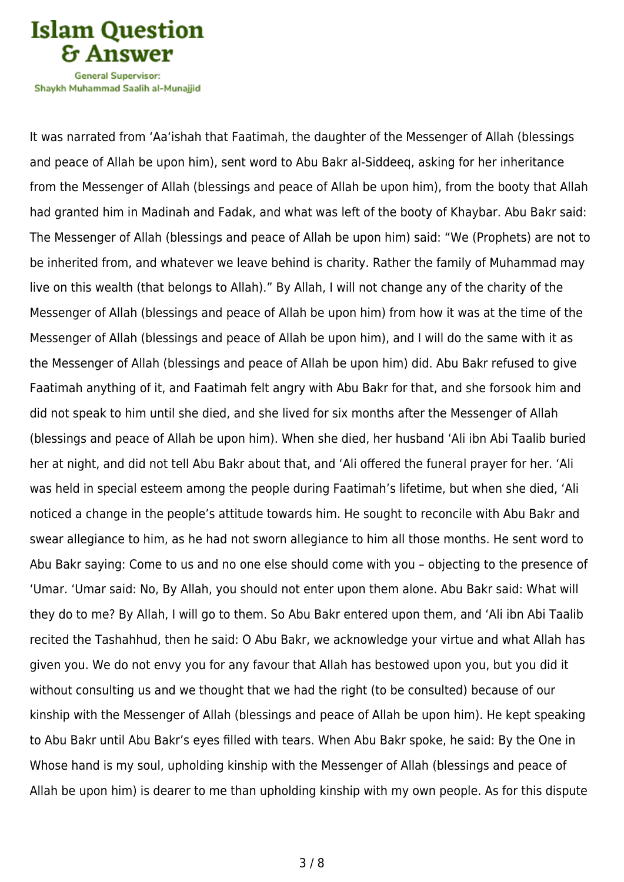It was narrated from ‘Aa‘ishah that Faatimah, the daughter of the Messenger of Allah (blessings and peace of Allah be upon him), sent word to Abu Bakr al-Siddeeq, asking for her inheritance from the Messenger of Allah (blessings and peace of Allah be upon him), from the booty that Allah had granted him in Madinah and Fadak, and what was left of the booty of Khaybar. Abu Bakr said: The Messenger of Allah (blessings and peace of Allah be upon him) said: “We (Prophets) are not to be inherited from, and whatever we leave behind is charity. Rather the family of Muhammad may live on this wealth (that belongs to Allah).” By Allah, I will not change any of the charity of the Messenger of Allah (blessings and peace of Allah be upon him) from how it was at the time of the Messenger of Allah (blessings and peace of Allah be upon him), and I will do the same with it as the Messenger of Allah (blessings and peace of Allah be upon him) did. Abu Bakr refused to give Faatimah anything of it, and Faatimah felt angry with Abu Bakr for that, and she forsook him and did not speak to him until she died, and she lived for six months after the Messenger of Allah (blessings and peace of Allah be upon him). When she died, her husband ‘Ali ibn Abi Taalib buried her at night, and did not tell Abu Bakr about that, and ‘Ali offered the funeral prayer for her. ‘Ali was held in special esteem among the people during Faatimah’s lifetime, but when she died, ‘Ali noticed a change in the people’s attitude towards him. He sought to reconcile with Abu Bakr and swear allegiance to him, as he had not sworn allegiance to him all those months. He sent word to Abu Bakr saying: Come to us and no one else should come with you – objecting to the presence of ‘Umar. ‘Umar said: No, By Allah, you should not enter upon them alone. Abu Bakr said: What will they do to me? By Allah, I will go to them. So Abu Bakr entered upon them, and ‘Ali ibn Abi Taalib recited the Tashahhud, then he said: O Abu Bakr, we acknowledge your virtue and what Allah has given you. We do not envy you for any favour that Allah has bestowed upon you, but you did it without consulting us and we thought that we had the right (to be consulted) because of our kinship with the Messenger of Allah (blessings and peace of Allah be upon him). He kept speaking to Abu Bakr until Abu Bakr’s eyes filled with tears. When Abu Bakr spoke, he said: By the One in Whose hand is my soul, upholding kinship with the Messenger of Allah (blessings and peace of Allah be upon him) is dearer to me than upholding kinship with my own people. As for this dispute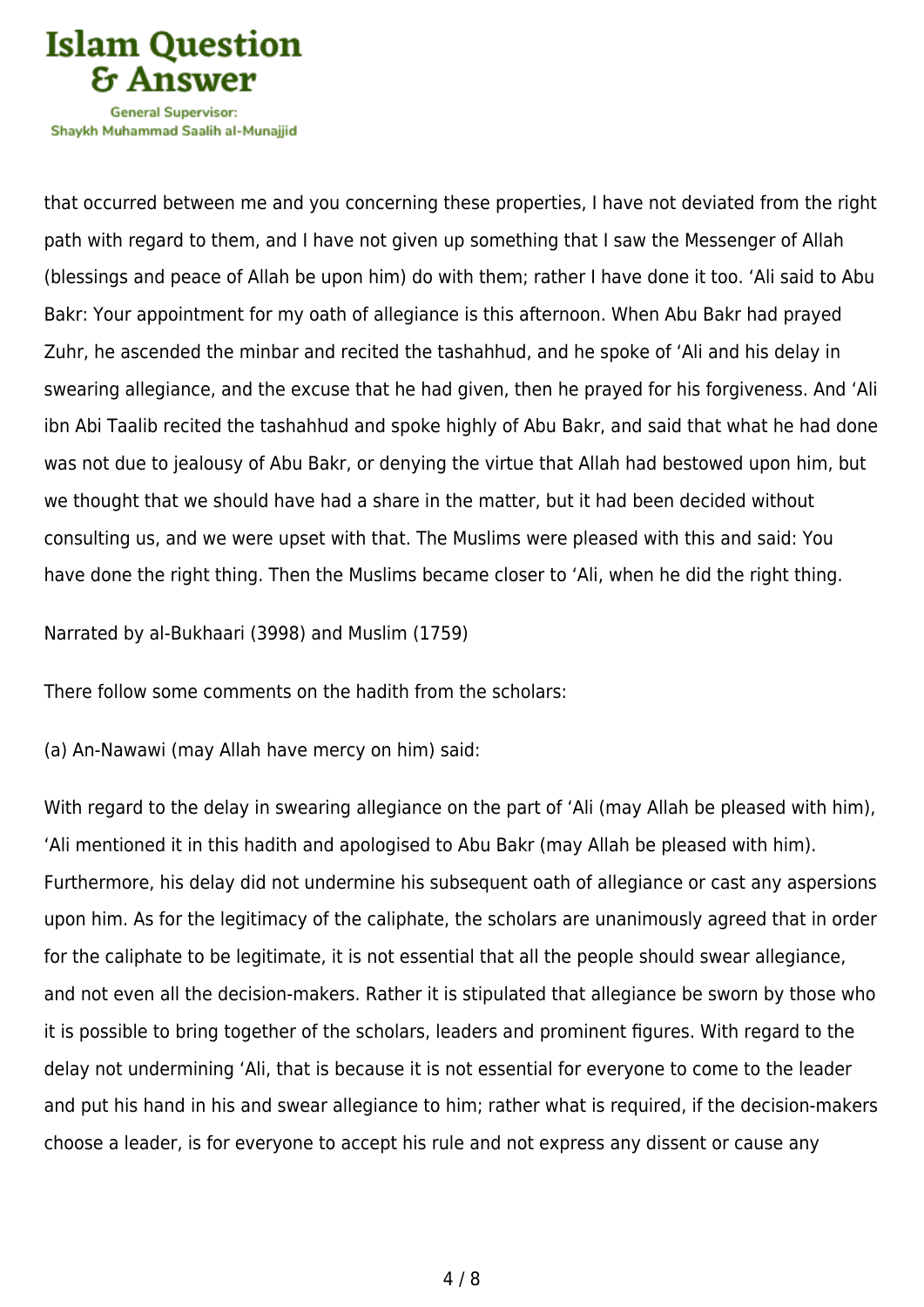that occurred between me and you concerning these properties, I have not deviated from the right path with regard to them, and I have not given up something that I saw the Messenger of Allah (blessings and peace of Allah be upon him) do with them; rather I have done it too. ‘Ali said to Abu Bakr: Your appointment for my oath of allegiance is this afternoon. When Abu Bakr had prayed Zuhr, he ascended the minbar and recited the tashahhud, and he spoke of ‘Ali and his delay in swearing allegiance, and the excuse that he had given, then he prayed for his forgiveness. And ‘Ali ibn Abi Taalib recited the tashahhud and spoke highly of Abu Bakr, and said that what he had done was not due to jealousy of Abu Bakr, or denying the virtue that Allah had bestowed upon him, but we thought that we should have had a share in the matter, but it had been decided without consulting us, and we were upset with that. The Muslims were pleased with this and said: You have done the right thing. Then the Muslims became closer to ‘Ali, when he did the right thing.

Narrated by al-Bukhaari (3998) and Muslim (1759)

There follow some comments on the hadith from the scholars:

(a) An-Nawawi (may Allah have mercy on him) said:

With regard to the delay in swearing allegiance on the part of ‘Ali (may Allah be pleased with him), ‘Ali mentioned it in this hadith and apologised to Abu Bakr (may Allah be pleased with him). Furthermore, his delay did not undermine his subsequent oath of allegiance or cast any aspersions upon him. As for the legitimacy of the caliphate, the scholars are unanimously agreed that in order for the caliphate to be legitimate, it is not essential that all the people should swear allegiance, and not even all the decision-makers. Rather it is stipulated that allegiance be sworn by those who it is possible to bring together of the scholars, leaders and prominent figures. With regard to the delay not undermining ‘Ali, that is because it is not essential for everyone to come to the leader and put his hand in his and swear allegiance to him; rather what is required, if the decision-makers choose a leader, is for everyone to accept his rule and not express any dissent or cause any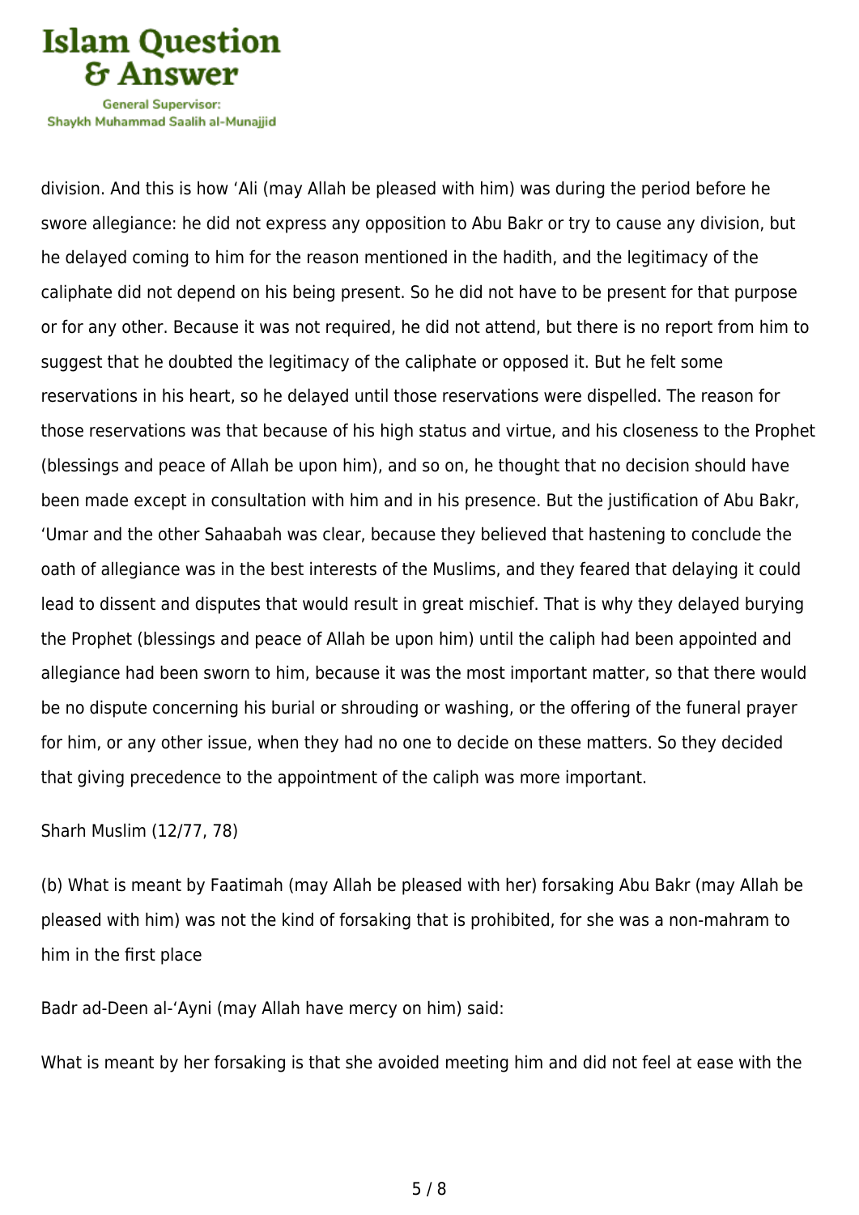division. And this is how ‘Ali (may Allah be pleased with him) was during the period before he swore allegiance: he did not express any opposition to Abu Bakr or try to cause any division, but he delayed coming to him for the reason mentioned in the hadith, and the legitimacy of the caliphate did not depend on his being present. So he did not have to be present for that purpose or for any other. Because it was not required, he did not attend, but there is no report from him to suggest that he doubted the legitimacy of the caliphate or opposed it. But he felt some reservations in his heart, so he delayed until those reservations were dispelled. The reason for those reservations was that because of his high status and virtue, and his closeness to the Prophet (blessings and peace of Allah be upon him), and so on, he thought that no decision should have been made except in consultation with him and in his presence. But the justification of Abu Bakr, ‘Umar and the other Sahaabah was clear, because they believed that hastening to conclude the oath of allegiance was in the best interests of the Muslims, and they feared that delaying it could lead to dissent and disputes that would result in great mischief. That is why they delayed burying the Prophet (blessings and peace of Allah be upon him) until the caliph had been appointed and allegiance had been sworn to him, because it was the most important matter, so that there would be no dispute concerning his burial or shrouding or washing, or the offering of the funeral prayer for him, or any other issue, when they had no one to decide on these matters. So they decided that giving precedence to the appointment of the caliph was more important.

Sharh Muslim (12/77, 78)

(b) What is meant by Faatimah (may Allah be pleased with her) forsaking Abu Bakr (may Allah be pleased with him) was not the kind of forsaking that is prohibited, for she was a non-mahram to him in the first place

Badr ad-Deen al-‘Ayni (may Allah have mercy on him) said:

What is meant by her forsaking is that she avoided meeting him and did not feel at ease with the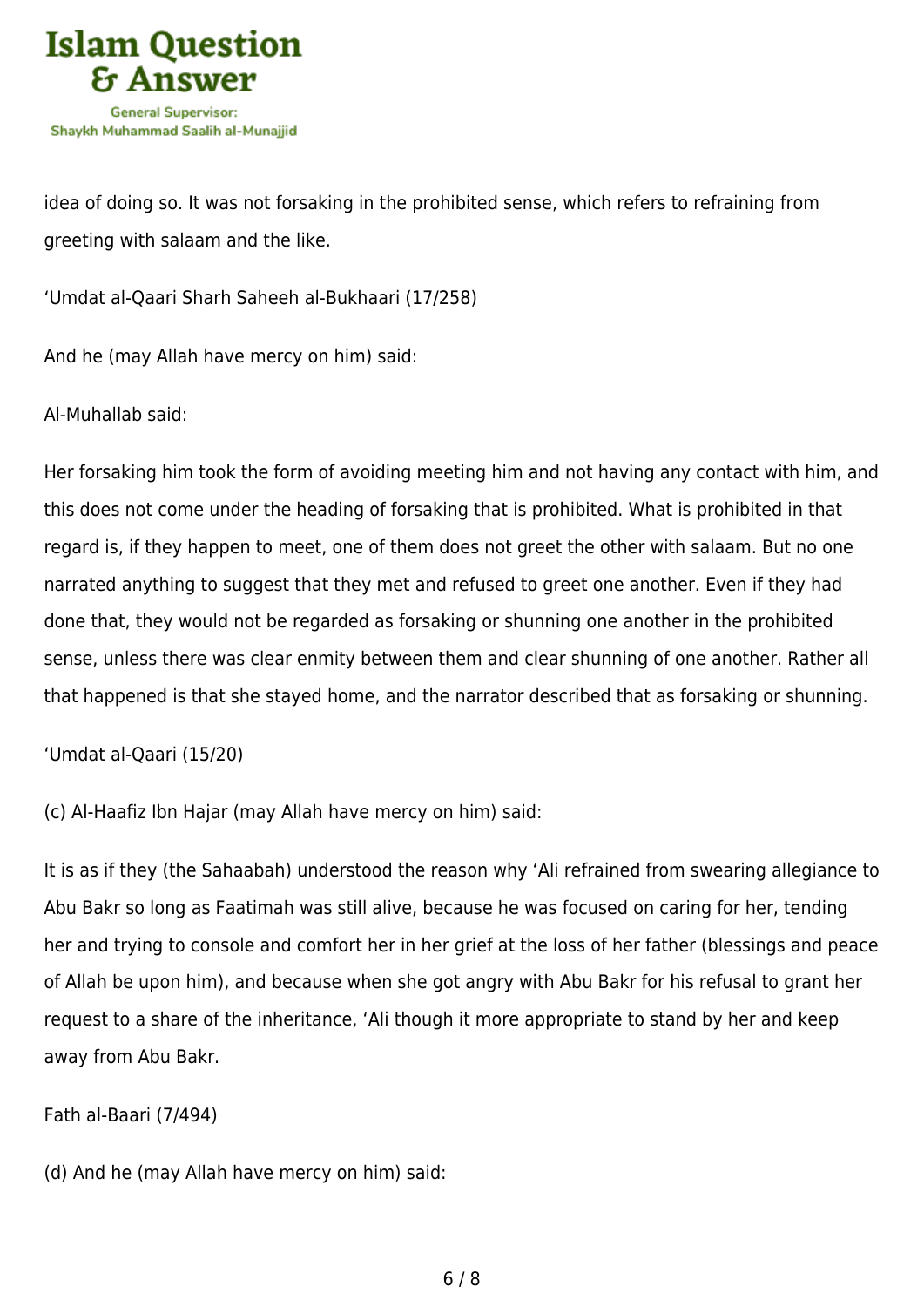idea of doing so. It was not forsaking in the prohibited sense, which refers to refraining from greeting with salaam and the like.

'Umdat al-Qaari Sharh Saheeh al-Bukhaari (17/258)

And he (may Allah have mercy on him) said:

Al-Muhallab said:

Her forsaking him took the form of avoiding meeting him and not having any contact with him, and this does not come under the heading of forsaking that is prohibited. What is prohibited in that regard is, if they happen to meet, one of them does not greet the other with salaam. But no one narrated anything to suggest that they met and refused to greet one another. Even if they had done that, they would not be regarded as forsaking or shunning one another in the prohibited sense, unless there was clear enmity between them and clear shunning of one another. Rather all that happened is that she stayed home, and the narrator described that as forsaking or shunning.

'Umdat al-Qaari (15/20)

(c) Al-Haafiz Ibn Hajar (may Allah have mercy on him) said:

It is as if they (the Sahaabah) understood the reason why 'Ali refrained from swearing allegiance to Abu Bakr so long as Faatimah was still alive, because he was focused on caring for her, tending her and trying to console and comfort her in her grief at the loss of her father (blessings and peace of Allah be upon him), and because when she got angry with Abu Bakr for his refusal to grant her request to a share of the inheritance, 'Ali though it more appropriate to stand by her and keep away from Abu Bakr.

Fath al-Baari (7/494)

(d) And he (may Allah have mercy on him) said: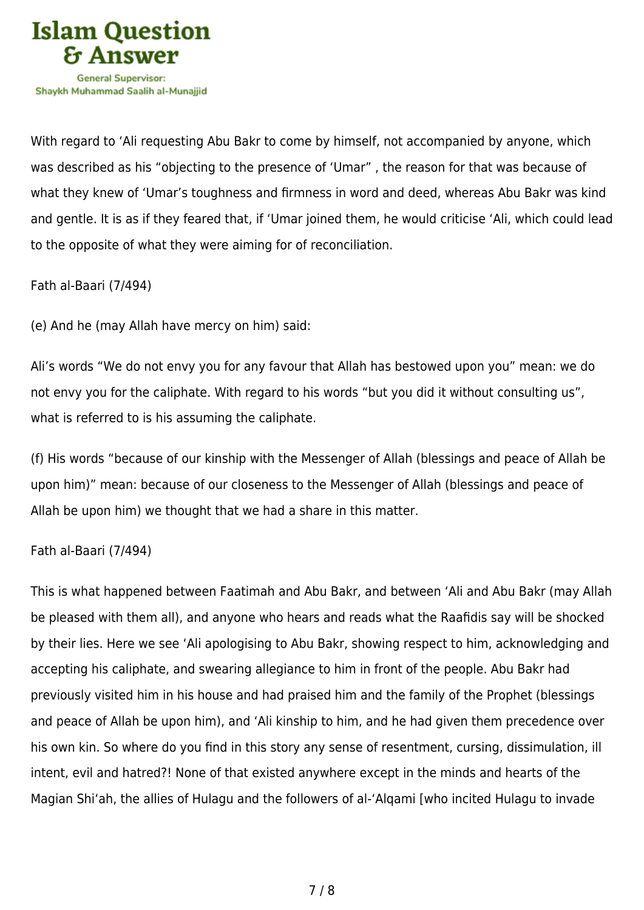With regard to ‘Ali requesting Abu Bakr to come by himself, not accompanied by anyone, which was described as his “objecting to the presence of ‘Umar” , the reason for that was because of what they knew of ‘Umar’s toughness and firmness in word and deed, whereas Abu Bakr was kind and gentle. It is as if they feared that, if ‘Umar joined them, he would criticise ‘Ali, which could lead to the opposite of what they were aiming for of reconciliation.

Fath al-Baari (7/494)

(e) And he (may Allah have mercy on him) said:

Ali’s words “We do not envy you for any favour that Allah has bestowed upon you” mean: we do not envy you for the caliphate. With regard to his words “but you did it without consulting us”, what is referred to is his assuming the caliphate.

(f) His words “because of our kinship with the Messenger of Allah (blessings and peace of Allah be upon him)” mean: because of our closeness to the Messenger of Allah (blessings and peace of Allah be upon him) we thought that we had a share in this matter.

Fath al-Baari (7/494)

This is what happened between Faatimah and Abu Bakr, and between ‘Ali and Abu Bakr (may Allah be pleased with them all), and anyone who hears and reads what the Raafidis say will be shocked by their lies. Here we see ‘Ali apologising to Abu Bakr, showing respect to him, acknowledging and accepting his caliphate, and swearing allegiance to him in front of the people. Abu Bakr had previously visited him in his house and had praised him and the family of the Prophet (blessings and peace of Allah be upon him), and ‘Ali kinship to him, and he had given them precedence over his own kin. So where do you find in this story any sense of resentment, cursing, dissimulation, ill intent, evil and hatred?! None of that existed anywhere except in the minds and hearts of the Magian Shi‘ah, the allies of Hulagu and the followers of al-‘Alqami [who incited Hulagu to invade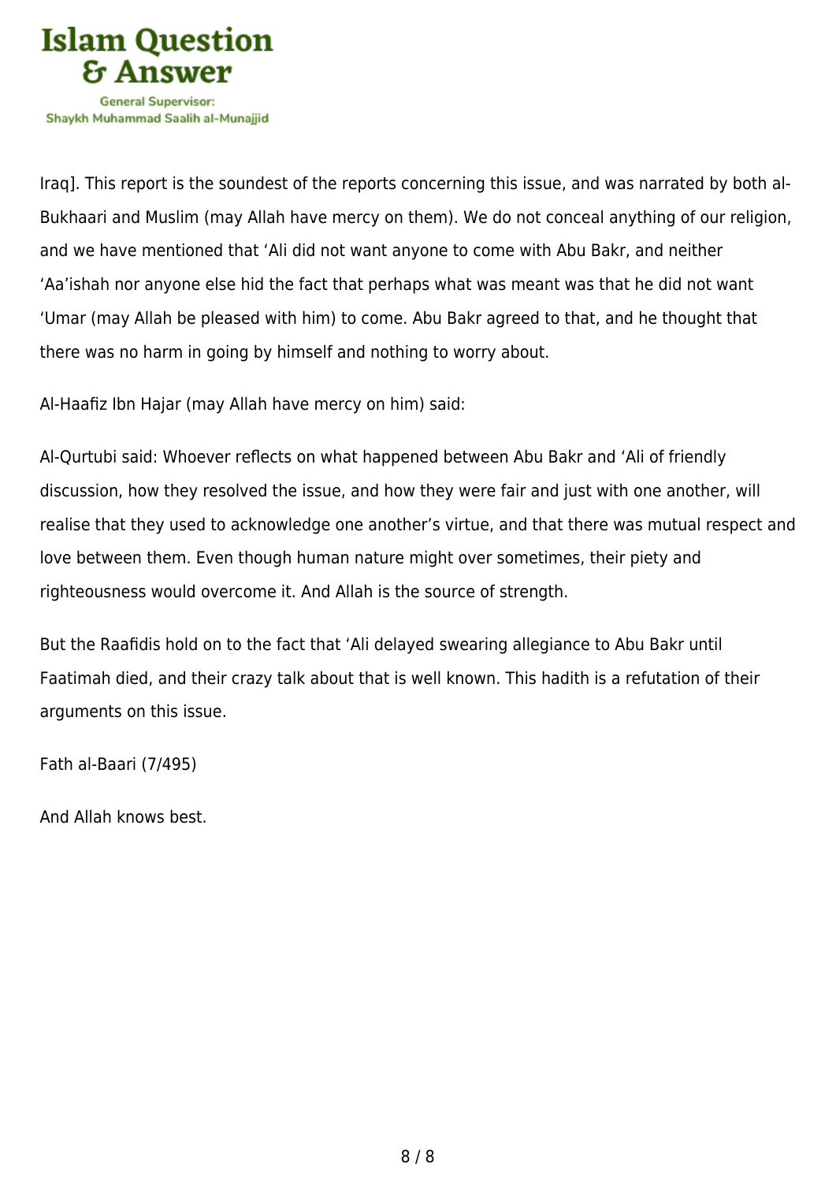Iraq]. This report is the soundest of the reports concerning this issue, and was narrated by both al-Bukhaari and Muslim (may Allah have mercy on them). We do not conceal anything of our religion, and we have mentioned that ‘Ali did not want anyone to come with Abu Bakr, and neither ‘Aa’ishah nor anyone else hid the fact that perhaps what was meant was that he did not want ‘Umar (may Allah be pleased with him) to come. Abu Bakr agreed to that, and he thought that there was no harm in going by himself and nothing to worry about.

Al-Haafiz Ibn Hajar (may Allah have mercy on him) said:

Al-Qurtubi said: Whoever reflects on what happened between Abu Bakr and ‘Ali of friendly discussion, how they resolved the issue, and how they were fair and just with one another, will realise that they used to acknowledge one another’s virtue, and that there was mutual respect and love between them. Even though human nature might over sometimes, their piety and righteousness would overcome it. And Allah is the source of strength.

But the Raafidis hold on to the fact that ‘Ali delayed swearing allegiance to Abu Bakr until Faatimah died, and their crazy talk about that is well known. This hadith is a refutation of their arguments on this issue.

Fath al-Baari (7/495)

And Allah knows best.